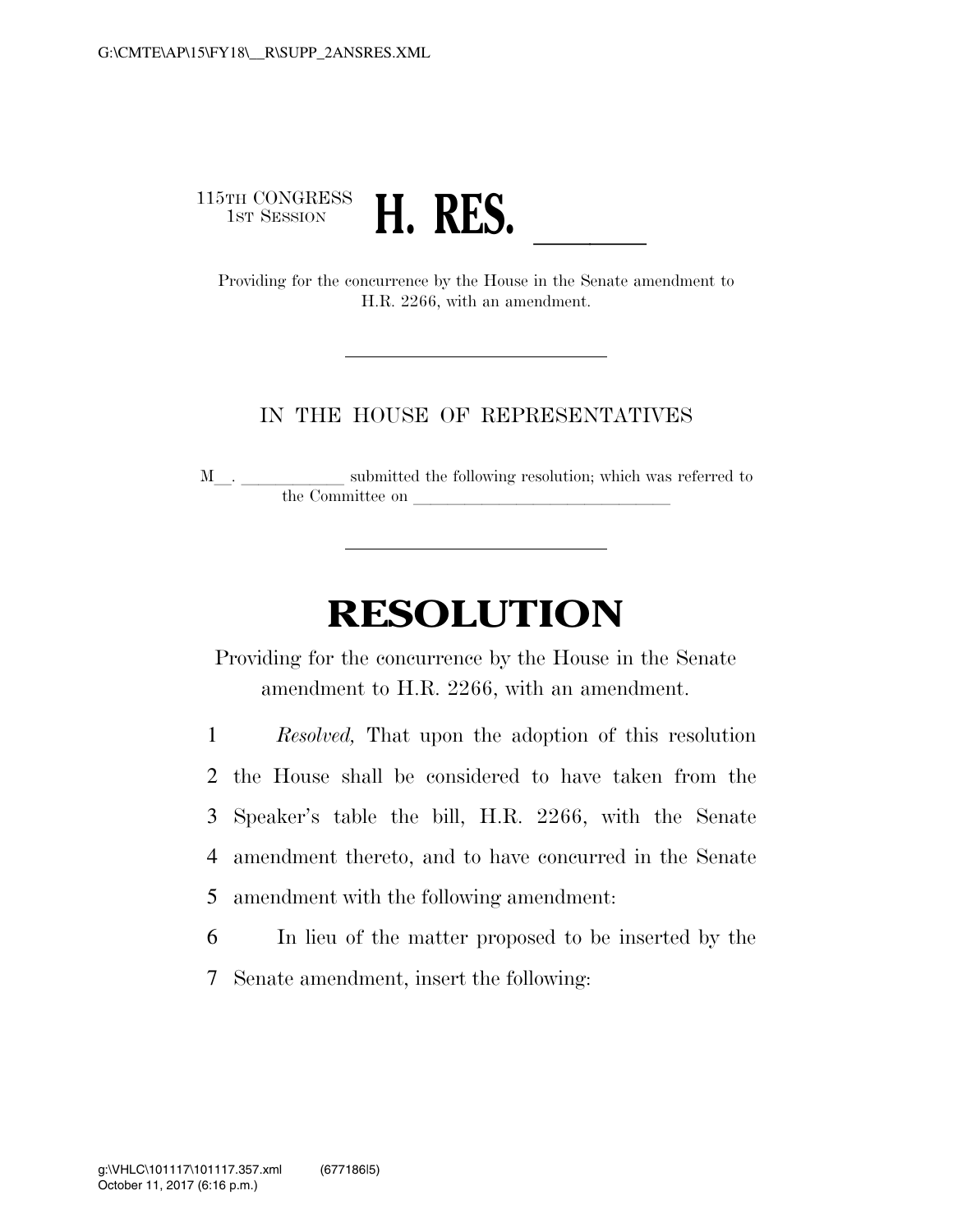G:\CMTE\AP\15\FY18\__R\SUPP_2ANSRES.XML

115TH CONGRESS
1ST SESSION

# H. RES. ______

Providing for the concurrence by the House in the Senate amendment to H.R. 2266, with an amendment.

---

IN THE HOUSE OF REPRESENTATIVES

M__. ____________ submitted the following resolution; which was referred to the Committee on ______________________________

---

# RESOLUTION

Providing for the concurrence by the House in the Senate amendment to H.R. 2266, with an amendment.

1 *Resolved,* That upon the adoption of this resolution
2 the House shall be considered to have taken from the
3 Speaker's table the bill, H.R. 2266, with the Senate
4 amendment thereto, and to have concurred in the Senate
5 amendment with the following amendment:

6 In lieu of the matter proposed to be inserted by the
7 Senate amendment, insert the following:

g:\VHLC\101117\101117.357.xml (677186|5)
October 11, 2017 (6:16 p.m.)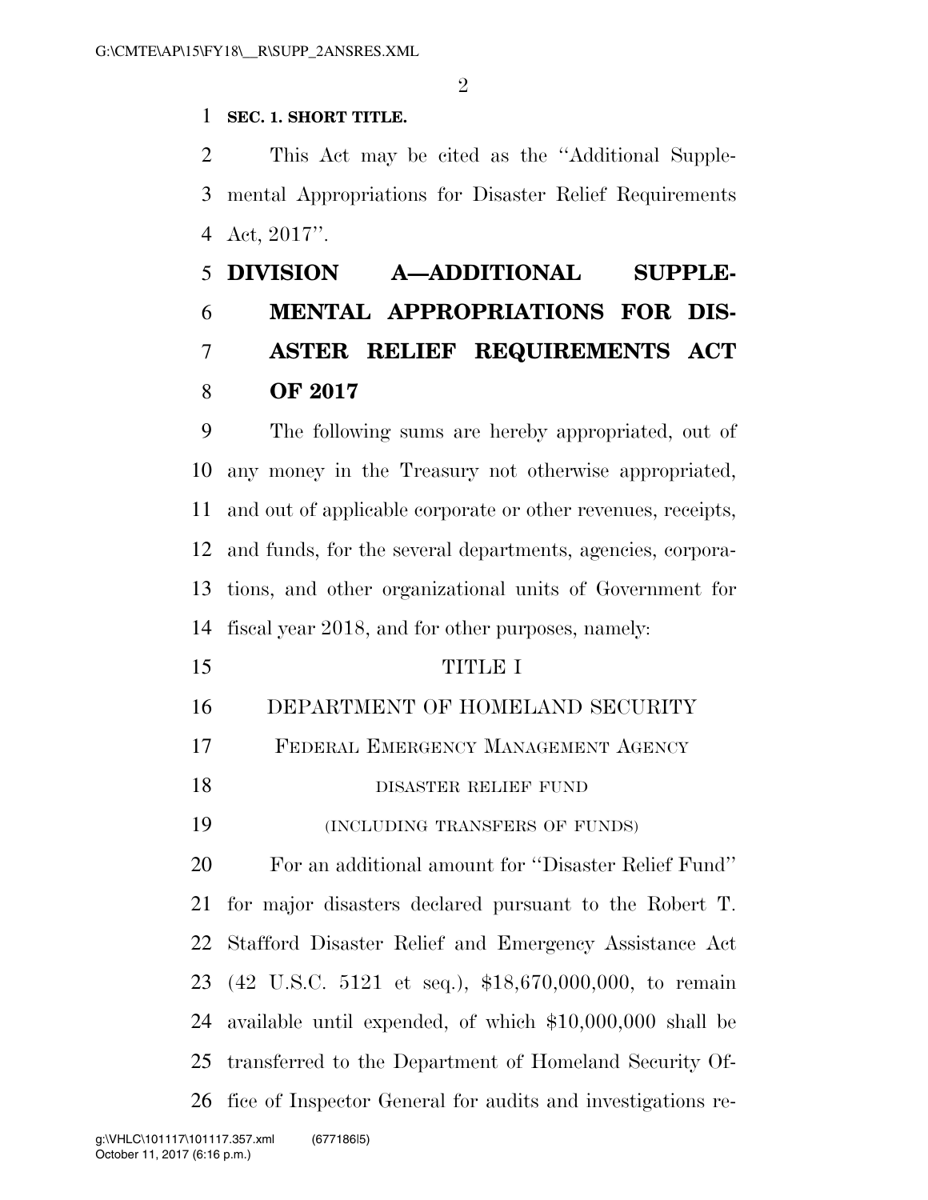**SEC. 1. SHORT TITLE.**

This Act may be cited as the "Additional Supplemental Appropriations for Disaster Relief Requirements Act, 2017".

# DIVISION A—ADDITIONAL SUPPLEMENTAL APPROPRIATIONS FOR DISASTER RELIEF REQUIREMENTS ACT OF 2017

The following sums are hereby appropriated, out of any money in the Treasury not otherwise appropriated, and out of applicable corporate or other revenues, receipts, and funds, for the several departments, agencies, corporations, and other organizational units of Government for fiscal year 2018, and for other purposes, namely:

## TITLE I

## DEPARTMENT OF HOMELAND SECURITY

### FEDERAL EMERGENCY MANAGEMENT AGENCY

#### DISASTER RELIEF FUND

(INCLUDING TRANSFERS OF FUNDS)

For an additional amount for "Disaster Relief Fund" for major disasters declared pursuant to the Robert T. Stafford Disaster Relief and Emergency Assistance Act (42 U.S.C. 5121 et seq.), $18,670,000,000, to remain available until expended, of which $10,000,000 shall be transferred to the Department of Homeland Security Office of Inspector General for audits and investigations re-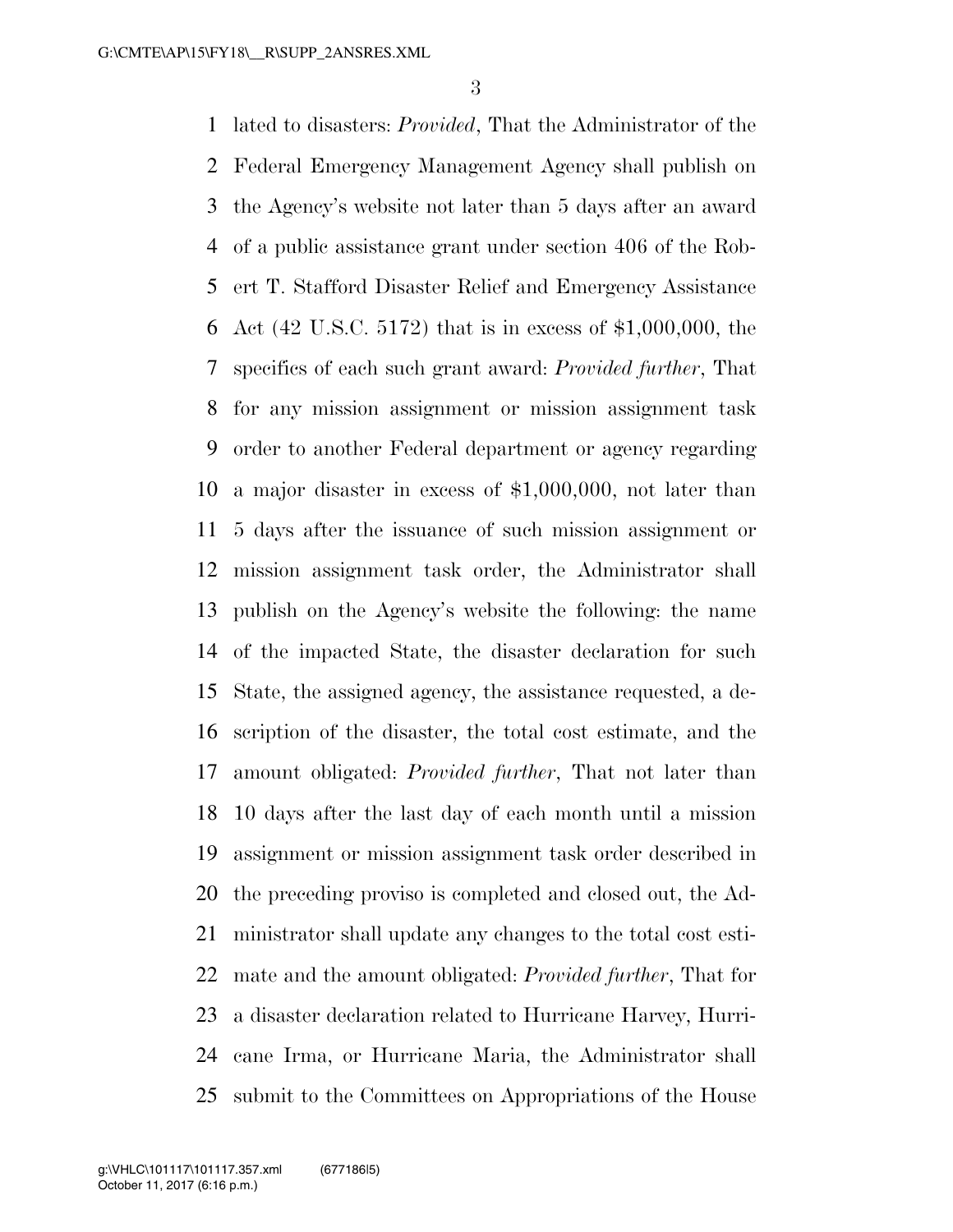lated to disasters: *Provided*, That the Administrator of the Federal Emergency Management Agency shall publish on the Agency's website not later than 5 days after an award of a public assistance grant under section 406 of the Robert T. Stafford Disaster Relief and Emergency Assistance Act (42 U.S.C. 5172) that is in excess of $1,000,000, the specifics of each such grant award: *Provided further*, That for any mission assignment or mission assignment task order to another Federal department or agency regarding a major disaster in excess of $1,000,000, not later than 5 days after the issuance of such mission assignment or mission assignment task order, the Administrator shall publish on the Agency's website the following: the name of the impacted State, the disaster declaration for such State, the assigned agency, the assistance requested, a description of the disaster, the total cost estimate, and the amount obligated: *Provided further*, That not later than 10 days after the last day of each month until a mission assignment or mission assignment task order described in the preceding proviso is completed and closed out, the Administrator shall update any changes to the total cost estimate and the amount obligated: *Provided further*, That for a disaster declaration related to Hurricane Harvey, Hurricane Irma, or Hurricane Maria, the Administrator shall submit to the Committees on Appropriations of the House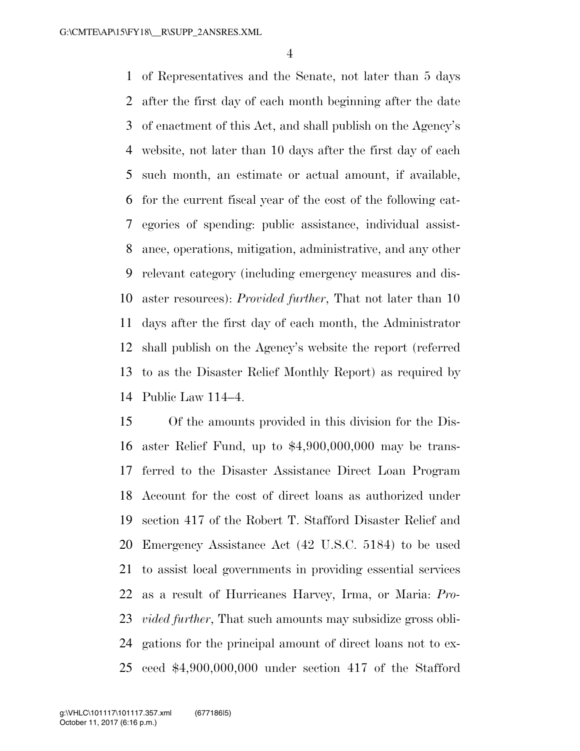of Representatives and the Senate, not later than 5 days after the first day of each month beginning after the date of enactment of this Act, and shall publish on the Agency's website, not later than 10 days after the first day of each such month, an estimate or actual amount, if available, for the current fiscal year of the cost of the following categories of spending: public assistance, individual assistance, operations, mitigation, administrative, and any other relevant category (including emergency measures and disaster resources): *Provided further*, That not later than 10 days after the first day of each month, the Administrator shall publish on the Agency's website the report (referred to as the Disaster Relief Monthly Report) as required by Public Law 114–4.

Of the amounts provided in this division for the Disaster Relief Fund, up to $4,900,000,000 may be transferred to the Disaster Assistance Direct Loan Program Account for the cost of direct loans as authorized under section 417 of the Robert T. Stafford Disaster Relief and Emergency Assistance Act (42 U.S.C. 5184) to be used to assist local governments in providing essential services as a result of Hurricanes Harvey, Irma, or Maria: *Provided further*, That such amounts may subsidize gross obligations for the principal amount of direct loans not to exceed $4,900,000,000 under section 417 of the Stafford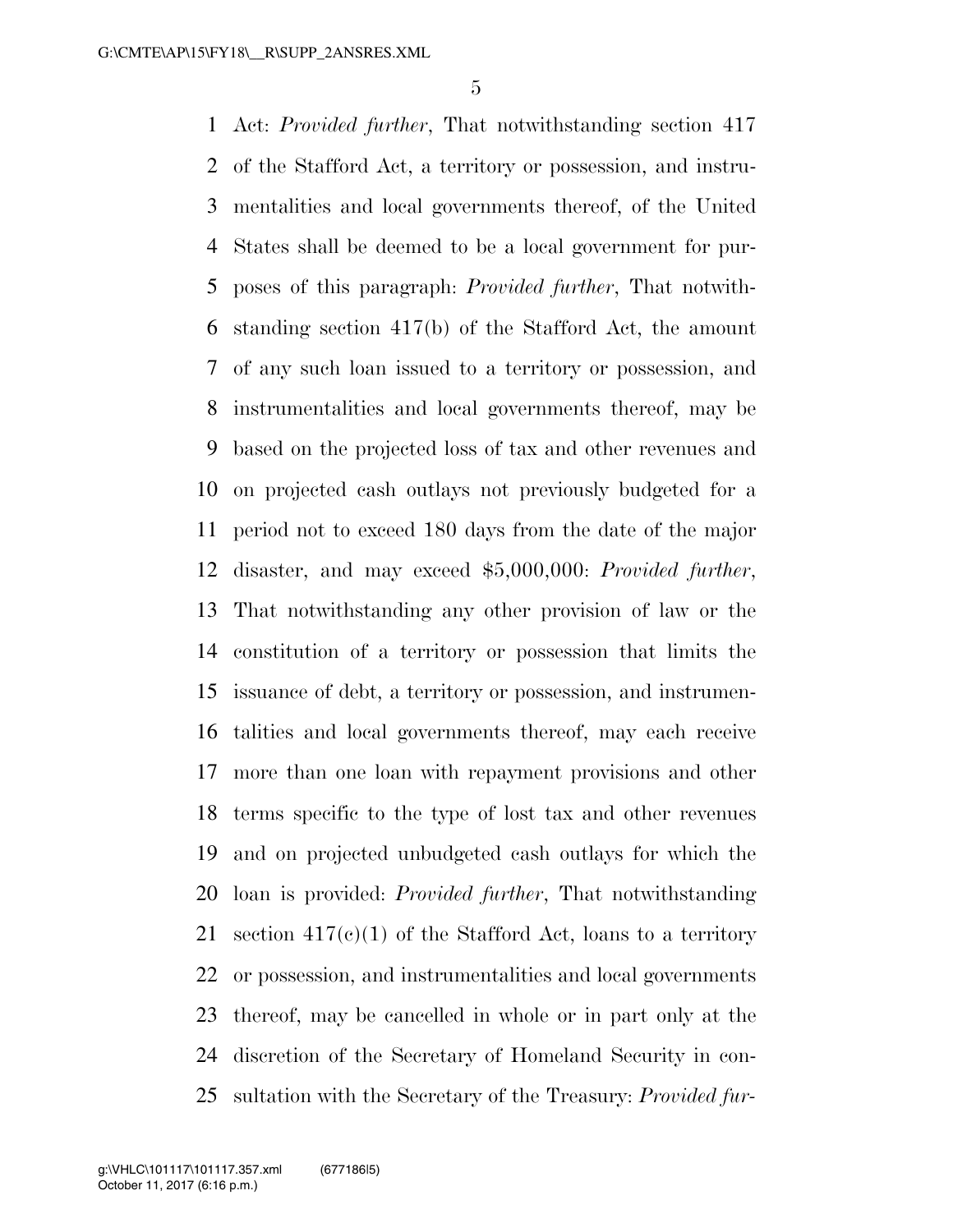Act: *Provided further*, That notwithstanding section 417 of the Stafford Act, a territory or possession, and instrumentalities and local governments thereof, of the United States shall be deemed to be a local government for purposes of this paragraph: *Provided further*, That notwithstanding section 417(b) of the Stafford Act, the amount of any such loan issued to a territory or possession, and instrumentalities and local governments thereof, may be based on the projected loss of tax and other revenues and on projected cash outlays not previously budgeted for a period not to exceed 180 days from the date of the major disaster, and may exceed $5,000,000: *Provided further*, That notwithstanding any other provision of law or the constitution of a territory or possession that limits the issuance of debt, a territory or possession, and instrumentalities and local governments thereof, may each receive more than one loan with repayment provisions and other terms specific to the type of lost tax and other revenues and on projected unbudgeted cash outlays for which the loan is provided: *Provided further*, That notwithstanding section 417(c)(1) of the Stafford Act, loans to a territory or possession, and instrumentalities and local governments thereof, may be cancelled in whole or in part only at the discretion of the Secretary of Homeland Security in consultation with the Secretary of the Treasury: *Provided fur-*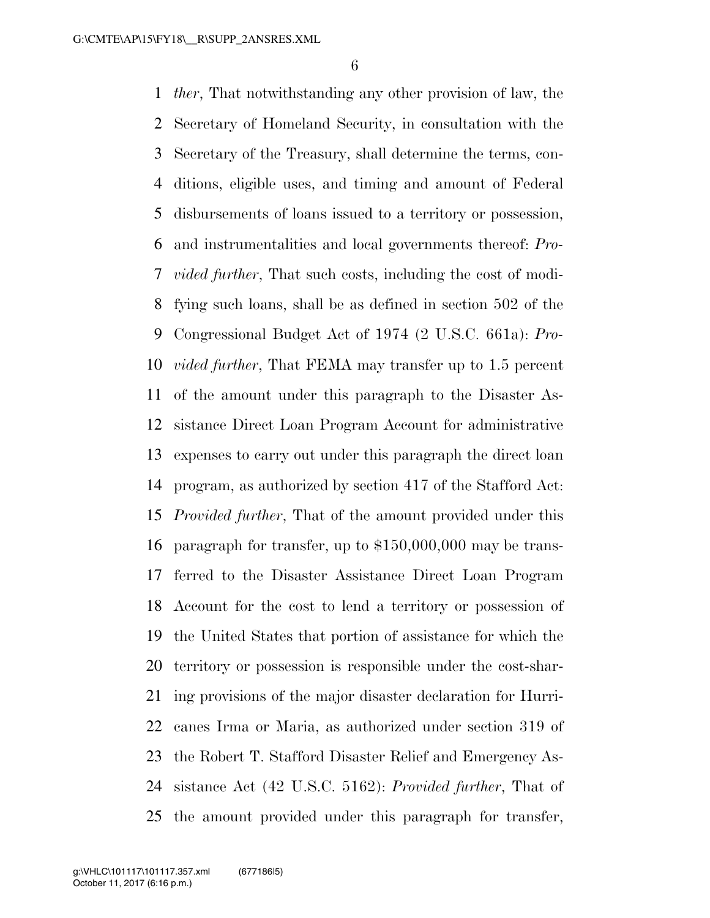*ther*, That notwithstanding any other provision of law, the Secretary of Homeland Security, in consultation with the Secretary of the Treasury, shall determine the terms, conditions, eligible uses, and timing and amount of Federal disbursements of loans issued to a territory or possession, and instrumentalities and local governments thereof: *Provided further*, That such costs, including the cost of modifying such loans, shall be as defined in section 502 of the Congressional Budget Act of 1974 (2 U.S.C. 661a): *Provided further*, That FEMA may transfer up to 1.5 percent of the amount under this paragraph to the Disaster Assistance Direct Loan Program Account for administrative expenses to carry out under this paragraph the direct loan program, as authorized by section 417 of the Stafford Act: *Provided further*, That of the amount provided under this paragraph for transfer, up to $150,000,000 may be transferred to the Disaster Assistance Direct Loan Program Account for the cost to lend a territory or possession of the United States that portion of assistance for which the territory or possession is responsible under the cost-sharing provisions of the major disaster declaration for Hurricanes Irma or Maria, as authorized under section 319 of the Robert T. Stafford Disaster Relief and Emergency Assistance Act (42 U.S.C. 5162): *Provided further*, That of the amount provided under this paragraph for transfer,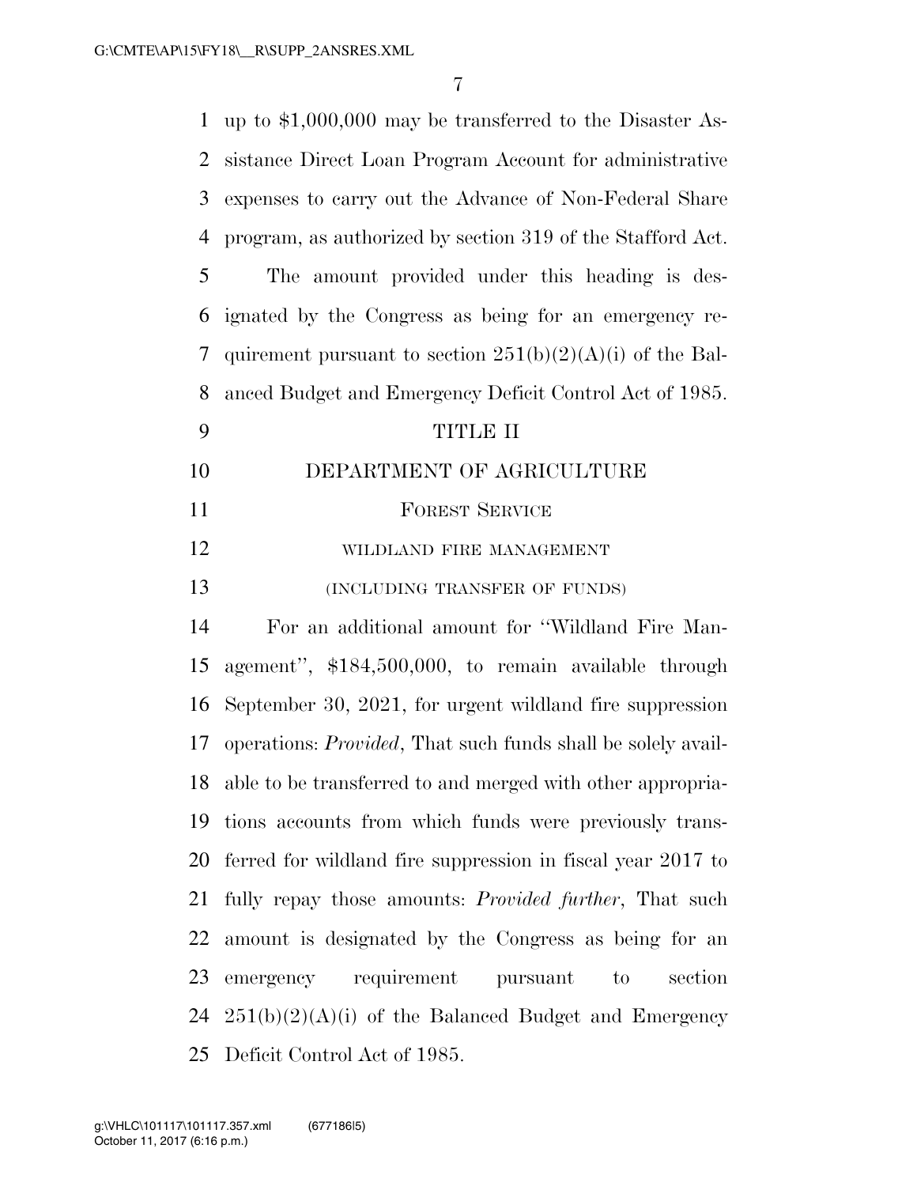up to $1,000,000 may be transferred to the Disaster Assistance Direct Loan Program Account for administrative expenses to carry out the Advance of Non-Federal Share program, as authorized by section 319 of the Stafford Act.

The amount provided under this heading is designated by the Congress as being for an emergency requirement pursuant to section 251(b)(2)(A)(i) of the Balanced Budget and Emergency Deficit Control Act of 1985.

# TITLE II

## DEPARTMENT OF AGRICULTURE

### FOREST SERVICE

#### WILDLAND FIRE MANAGEMENT

(INCLUDING TRANSFER OF FUNDS)

For an additional amount for "Wildland Fire Management", $184,500,000, to remain available through September 30, 2021, for urgent wildland fire suppression operations: *Provided*, That such funds shall be solely available to be transferred to and merged with other appropriations accounts from which funds were previously transferred for wildland fire suppression in fiscal year 2017 to fully repay those amounts: *Provided further*, That such amount is designated by the Congress as being for an emergency requirement pursuant to section 251(b)(2)(A)(i) of the Balanced Budget and Emergency Deficit Control Act of 1985.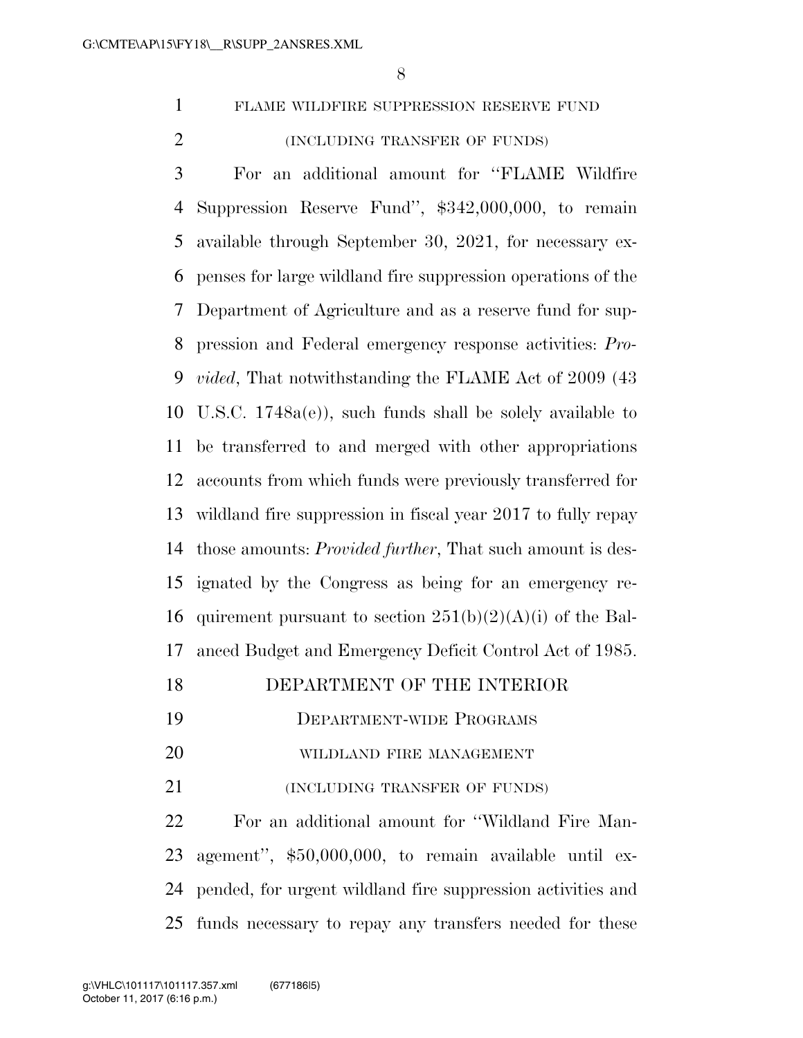FLAME WILDFIRE SUPPRESSION RESERVE FUND

(INCLUDING TRANSFER OF FUNDS)

For an additional amount for "FLAME Wildfire Suppression Reserve Fund", $342,000,000, to remain available through September 30, 2021, for necessary expenses for large wildland fire suppression operations of the Department of Agriculture and as a reserve fund for suppression and Federal emergency response activities: *Provided*, That notwithstanding the FLAME Act of 2009 (43 U.S.C. 1748a(e)), such funds shall be solely available to be transferred to and merged with other appropriations accounts from which funds were previously transferred for wildland fire suppression in fiscal year 2017 to fully repay those amounts: *Provided further*, That such amount is designated by the Congress as being for an emergency requirement pursuant to section 251(b)(2)(A)(i) of the Balanced Budget and Emergency Deficit Control Act of 1985.

## DEPARTMENT OF THE INTERIOR

### DEPARTMENT-WIDE PROGRAMS

WILDLAND FIRE MANAGEMENT

(INCLUDING TRANSFER OF FUNDS)

For an additional amount for "Wildland Fire Management", $50,000,000, to remain available until expended, for urgent wildland fire suppression activities and funds necessary to repay any transfers needed for these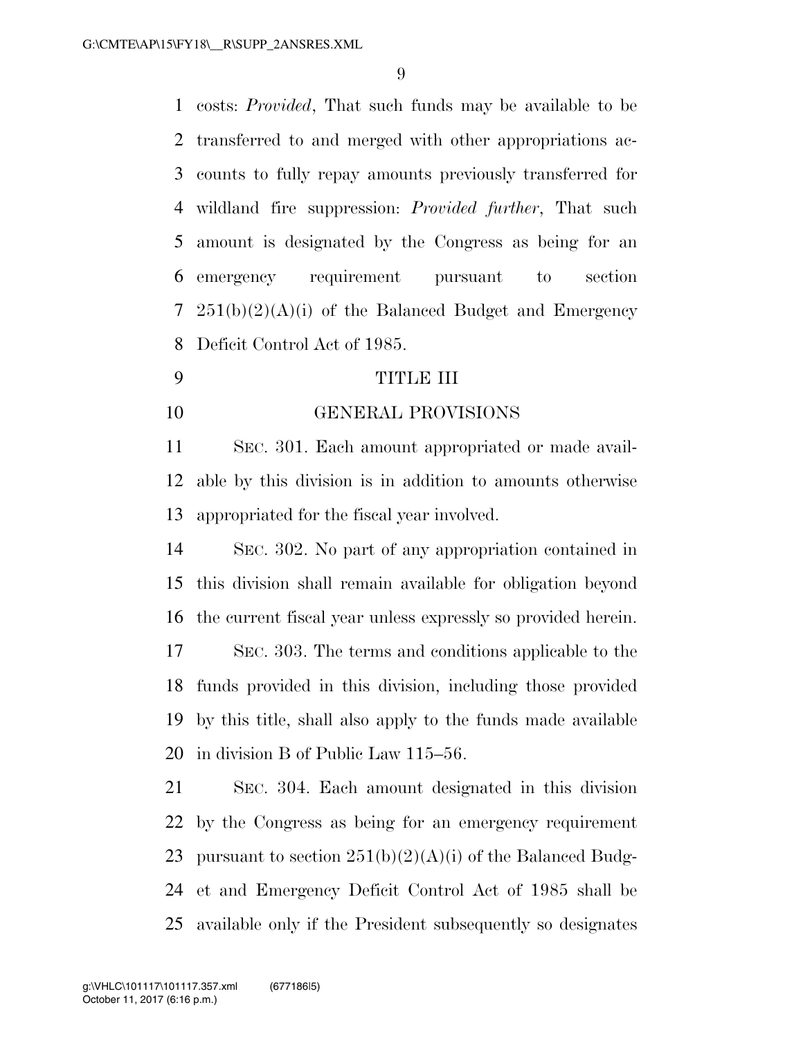costs: *Provided*, That such funds may be available to be transferred to and merged with other appropriations accounts to fully repay amounts previously transferred for wildland fire suppression: *Provided further*, That such amount is designated by the Congress as being for an emergency requirement pursuant to section 251(b)(2)(A)(i) of the Balanced Budget and Emergency Deficit Control Act of 1985.

## TITLE III

## GENERAL PROVISIONS

SEC. 301. Each amount appropriated or made available by this division is in addition to amounts otherwise appropriated for the fiscal year involved.

SEC. 302. No part of any appropriation contained in this division shall remain available for obligation beyond the current fiscal year unless expressly so provided herein.

SEC. 303. The terms and conditions applicable to the funds provided in this division, including those provided by this title, shall also apply to the funds made available in division B of Public Law 115–56.

SEC. 304. Each amount designated in this division by the Congress as being for an emergency requirement pursuant to section 251(b)(2)(A)(i) of the Balanced Budget and Emergency Deficit Control Act of 1985 shall be available only if the President subsequently so designates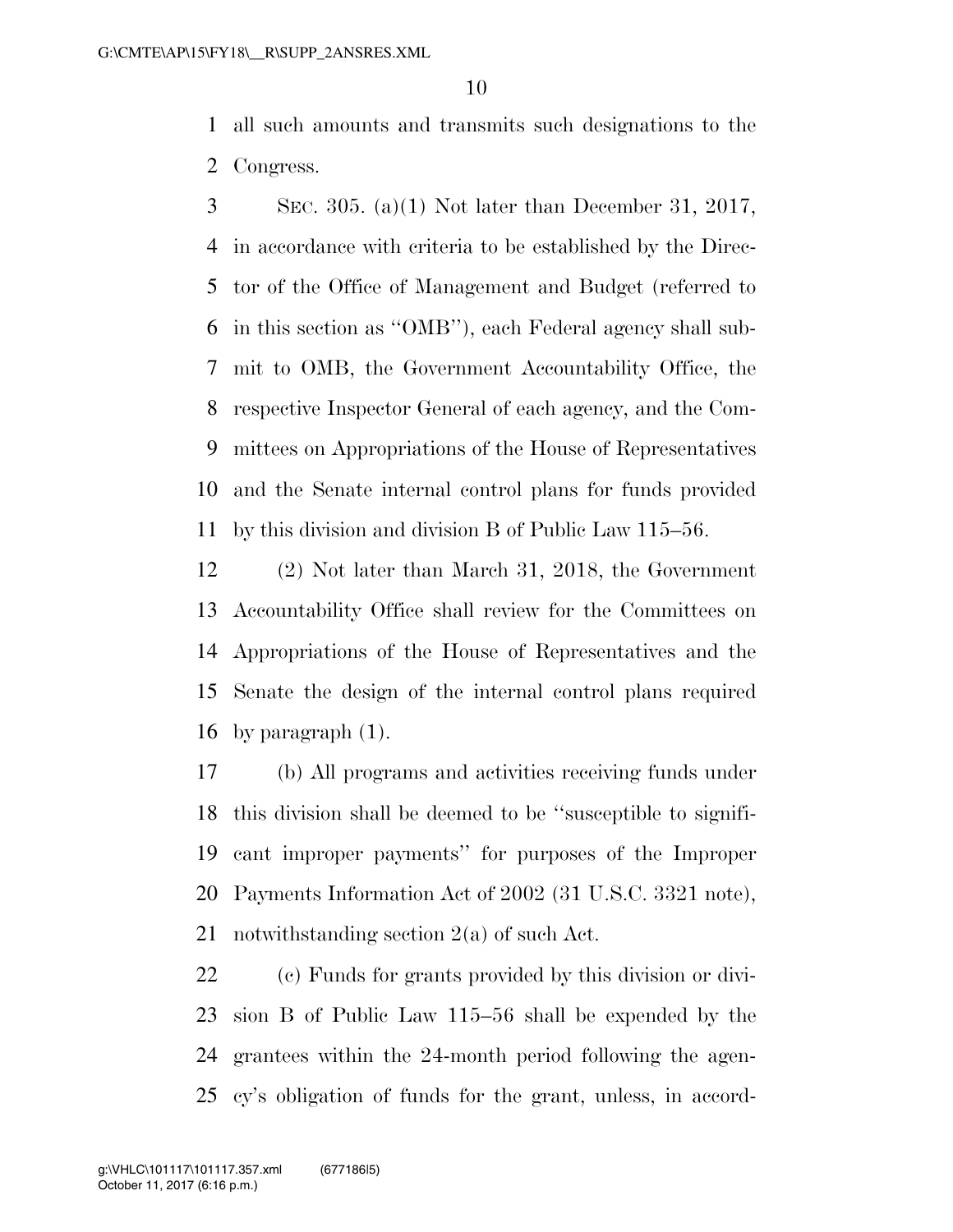all such amounts and transmits such designations to the Congress.

SEC. 305. (a)(1) Not later than December 31, 2017, in accordance with criteria to be established by the Director of the Office of Management and Budget (referred to in this section as ''OMB''), each Federal agency shall submit to OMB, the Government Accountability Office, the respective Inspector General of each agency, and the Committees on Appropriations of the House of Representatives and the Senate internal control plans for funds provided by this division and division B of Public Law 115–56.

(2) Not later than March 31, 2018, the Government Accountability Office shall review for the Committees on Appropriations of the House of Representatives and the Senate the design of the internal control plans required by paragraph (1).

(b) All programs and activities receiving funds under this division shall be deemed to be ''susceptible to significant improper payments'' for purposes of the Improper Payments Information Act of 2002 (31 U.S.C. 3321 note), notwithstanding section 2(a) of such Act.

(c) Funds for grants provided by this division or division B of Public Law 115–56 shall be expended by the grantees within the 24-month period following the agency's obligation of funds for the grant, unless, in accord-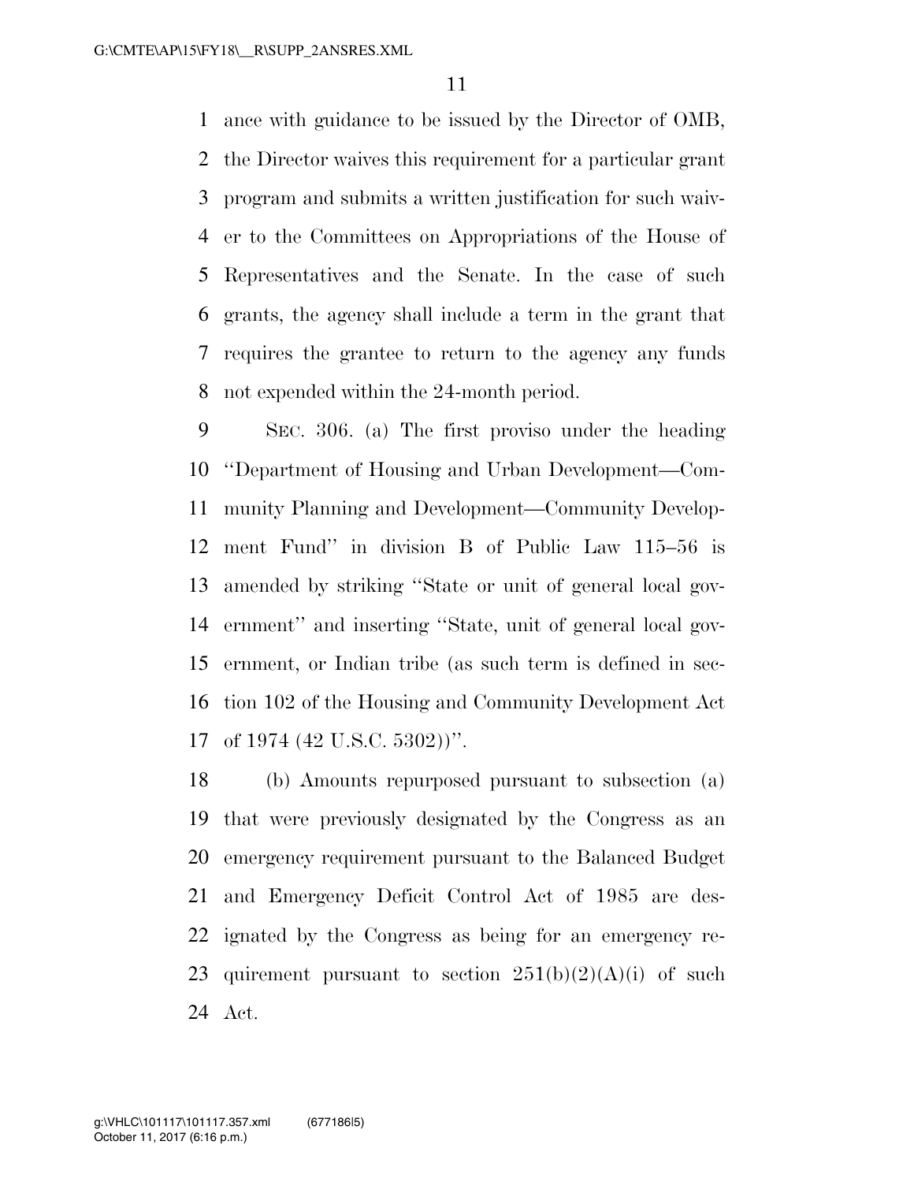ance with guidance to be issued by the Director of OMB, the Director waives this requirement for a particular grant program and submits a written justification for such waiver to the Committees on Appropriations of the House of Representatives and the Senate. In the case of such grants, the agency shall include a term in the grant that requires the grantee to return to the agency any funds not expended within the 24-month period.

SEC. 306. (a) The first proviso under the heading ''Department of Housing and Urban Development—Community Planning and Development—Community Development Fund'' in division B of Public Law 115–56 is amended by striking ''State or unit of general local government'' and inserting ''State, unit of general local government, or Indian tribe (as such term is defined in section 102 of the Housing and Community Development Act of 1974 (42 U.S.C. 5302))''.

(b) Amounts repurposed pursuant to subsection (a) that were previously designated by the Congress as an emergency requirement pursuant to the Balanced Budget and Emergency Deficit Control Act of 1985 are designated by the Congress as being for an emergency requirement pursuant to section 251(b)(2)(A)(i) of such Act.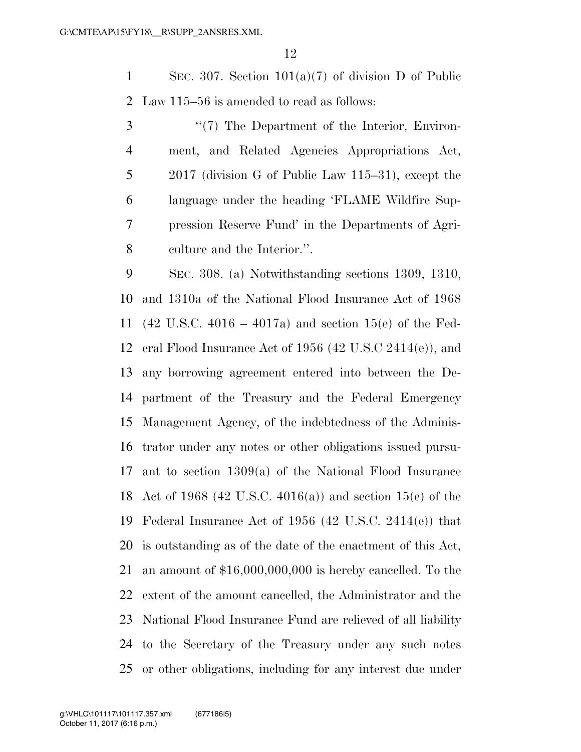SEC. 307. Section 101(a)(7) of division D of Public Law 115–56 is amended to read as follows:

"(7) The Department of the Interior, Environment, and Related Agencies Appropriations Act, 2017 (division G of Public Law 115–31), except the language under the heading 'FLAME Wildfire Suppression Reserve Fund' in the Departments of Agriculture and the Interior.".

SEC. 308. (a) Notwithstanding sections 1309, 1310, and 1310a of the National Flood Insurance Act of 1968 (42 U.S.C. 4016 – 4017a) and section 15(e) of the Federal Flood Insurance Act of 1956 (42 U.S.C 2414(e)), and any borrowing agreement entered into between the Department of the Treasury and the Federal Emergency Management Agency, of the indebtedness of the Administrator under any notes or other obligations issued pursuant to section 1309(a) of the National Flood Insurance Act of 1968 (42 U.S.C. 4016(a)) and section 15(e) of the Federal Insurance Act of 1956 (42 U.S.C. 2414(e)) that is outstanding as of the date of the enactment of this Act, an amount of $16,000,000,000 is hereby cancelled. To the extent of the amount cancelled, the Administrator and the National Flood Insurance Fund are relieved of all liability to the Secretary of the Treasury under any such notes or other obligations, including for any interest due under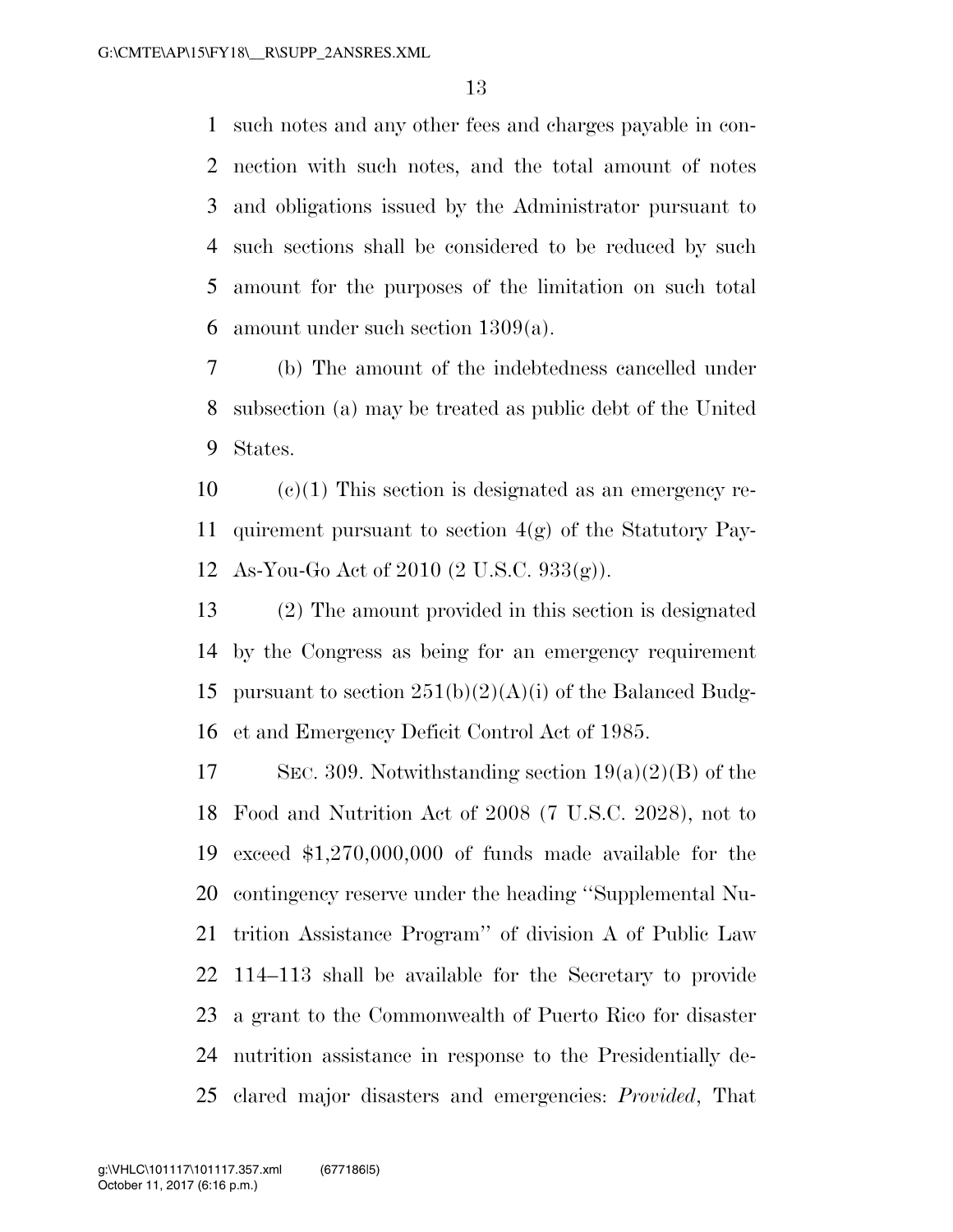such notes and any other fees and charges payable in connection with such notes, and the total amount of notes and obligations issued by the Administrator pursuant to such sections shall be considered to be reduced by such amount for the purposes of the limitation on such total amount under such section 1309(a).

(b) The amount of the indebtedness cancelled under subsection (a) may be treated as public debt of the United States.

(c)(1) This section is designated as an emergency requirement pursuant to section 4(g) of the Statutory Pay-As-You-Go Act of 2010 (2 U.S.C. 933(g)).

(2) The amount provided in this section is designated by the Congress as being for an emergency requirement pursuant to section 251(b)(2)(A)(i) of the Balanced Budget and Emergency Deficit Control Act of 1985.

SEC. 309. Notwithstanding section 19(a)(2)(B) of the Food and Nutrition Act of 2008 (7 U.S.C. 2028), not to exceed $1,270,000,000 of funds made available for the contingency reserve under the heading ''Supplemental Nutrition Assistance Program'' of division A of Public Law 114–113 shall be available for the Secretary to provide a grant to the Commonwealth of Puerto Rico for disaster nutrition assistance in response to the Presidentially declared major disasters and emergencies: *Provided*, That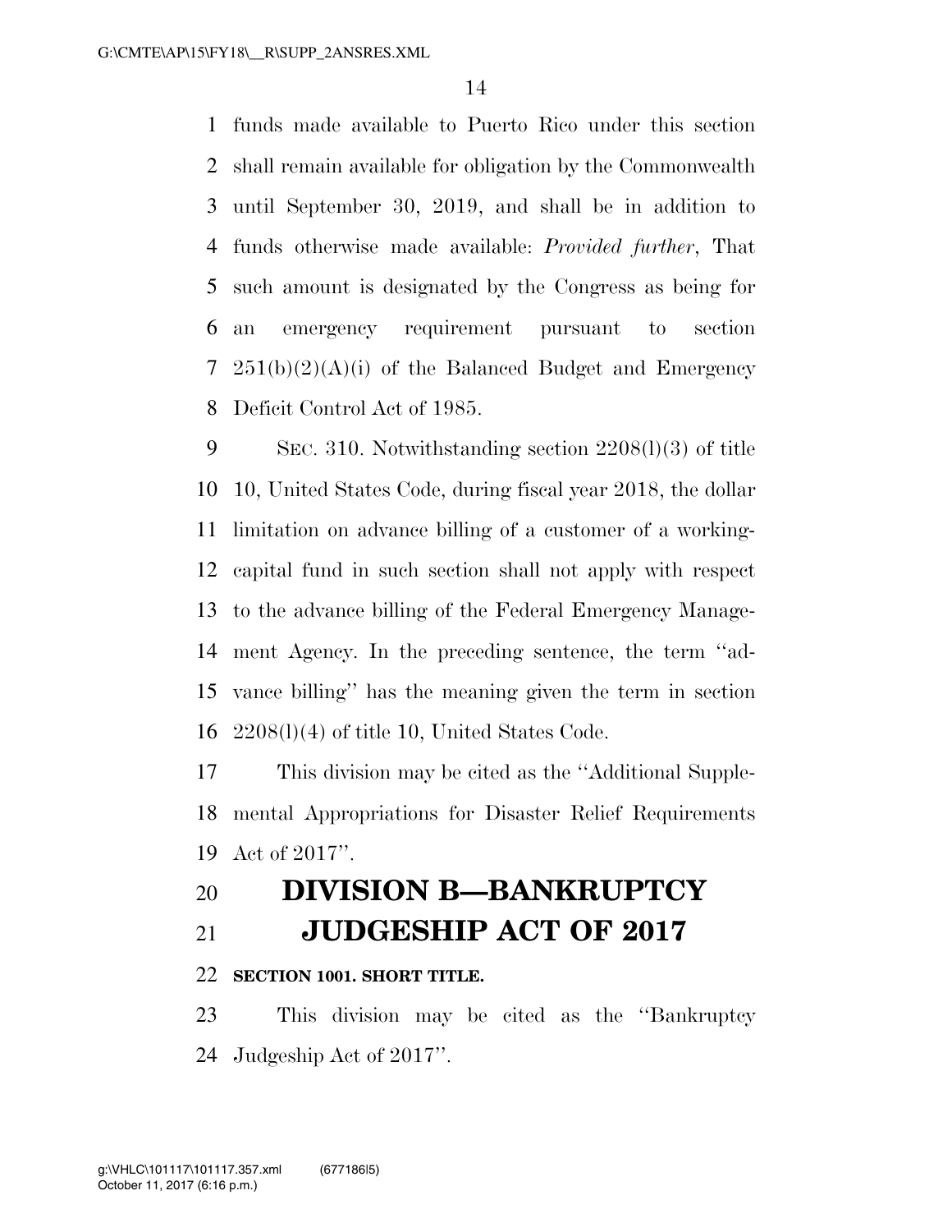funds made available to Puerto Rico under this section shall remain available for obligation by the Commonwealth until September 30, 2019, and shall be in addition to funds otherwise made available: *Provided further*, That such amount is designated by the Congress as being for an emergency requirement pursuant to section 251(b)(2)(A)(i) of the Balanced Budget and Emergency Deficit Control Act of 1985.

SEC. 310. Notwithstanding section 2208(l)(3) of title 10, United States Code, during fiscal year 2018, the dollar limitation on advance billing of a customer of a working-capital fund in such section shall not apply with respect to the advance billing of the Federal Emergency Management Agency. In the preceding sentence, the term ''advance billing'' has the meaning given the term in section 2208(l)(4) of title 10, United States Code.

This division may be cited as the ''Additional Supplemental Appropriations for Disaster Relief Requirements Act of 2017''.

# DIVISION B—BANKRUPTCY JUDGESHIP ACT OF 2017

**SECTION 1001. SHORT TITLE.**

This division may be cited as the ''Bankruptcy Judgeship Act of 2017''.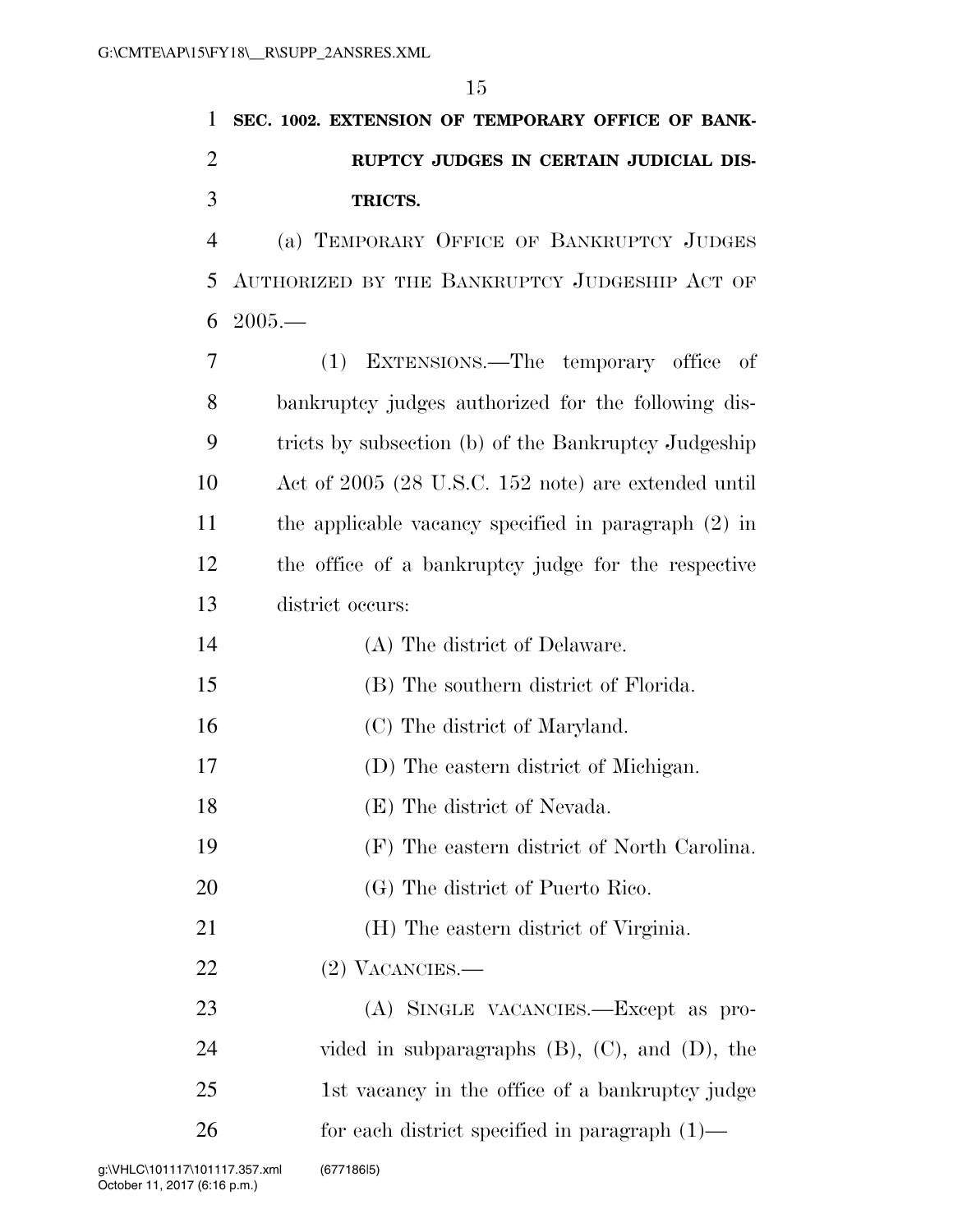**SEC. 1002. EXTENSION OF TEMPORARY OFFICE OF BANKRUPTCY JUDGES IN CERTAIN JUDICIAL DISTRICTS.**

(a) TEMPORARY OFFICE OF BANKRUPTCY JUDGES AUTHORIZED BY THE BANKRUPTCY JUDGESHIP ACT OF 2005.—

(1) EXTENSIONS.—The temporary office of bankruptcy judges authorized for the following districts by subsection (b) of the Bankruptcy Judgeship Act of 2005 (28 U.S.C. 152 note) are extended until the applicable vacancy specified in paragraph (2) in the office of a bankruptcy judge for the respective district occurs:

(A) The district of Delaware.

(B) The southern district of Florida.

(C) The district of Maryland.

(D) The eastern district of Michigan.

(E) The district of Nevada.

(F) The eastern district of North Carolina.

(G) The district of Puerto Rico.

(H) The eastern district of Virginia.

(2) VACANCIES.—

(A) SINGLE VACANCIES.—Except as provided in subparagraphs (B), (C), and (D), the 1st vacancy in the office of a bankruptcy judge for each district specified in paragraph (1)—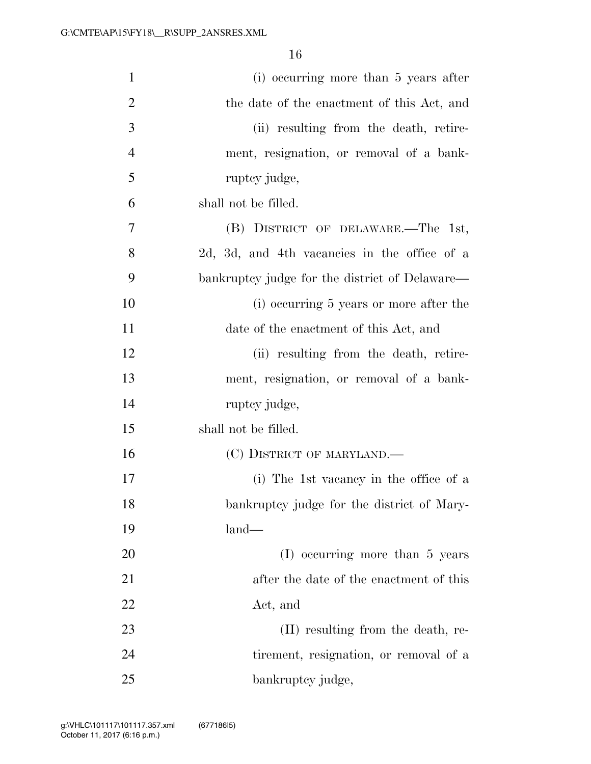(i) occurring more than 5 years after the date of the enactment of this Act, and

(ii) resulting from the death, retirement, resignation, or removal of a bankruptcy judge,

shall not be filled.

(B) DISTRICT OF DELAWARE.—The 1st, 2d, 3d, and 4th vacancies in the office of a bankruptcy judge for the district of Delaware—

(i) occurring 5 years or more after the date of the enactment of this Act, and

(ii) resulting from the death, retirement, resignation, or removal of a bankruptcy judge,

shall not be filled.

(C) DISTRICT OF MARYLAND.—

(i) The 1st vacancy in the office of a bankruptcy judge for the district of Maryland—

(I) occurring more than 5 years after the date of the enactment of this Act, and

(II) resulting from the death, retirement, resignation, or removal of a bankruptcy judge,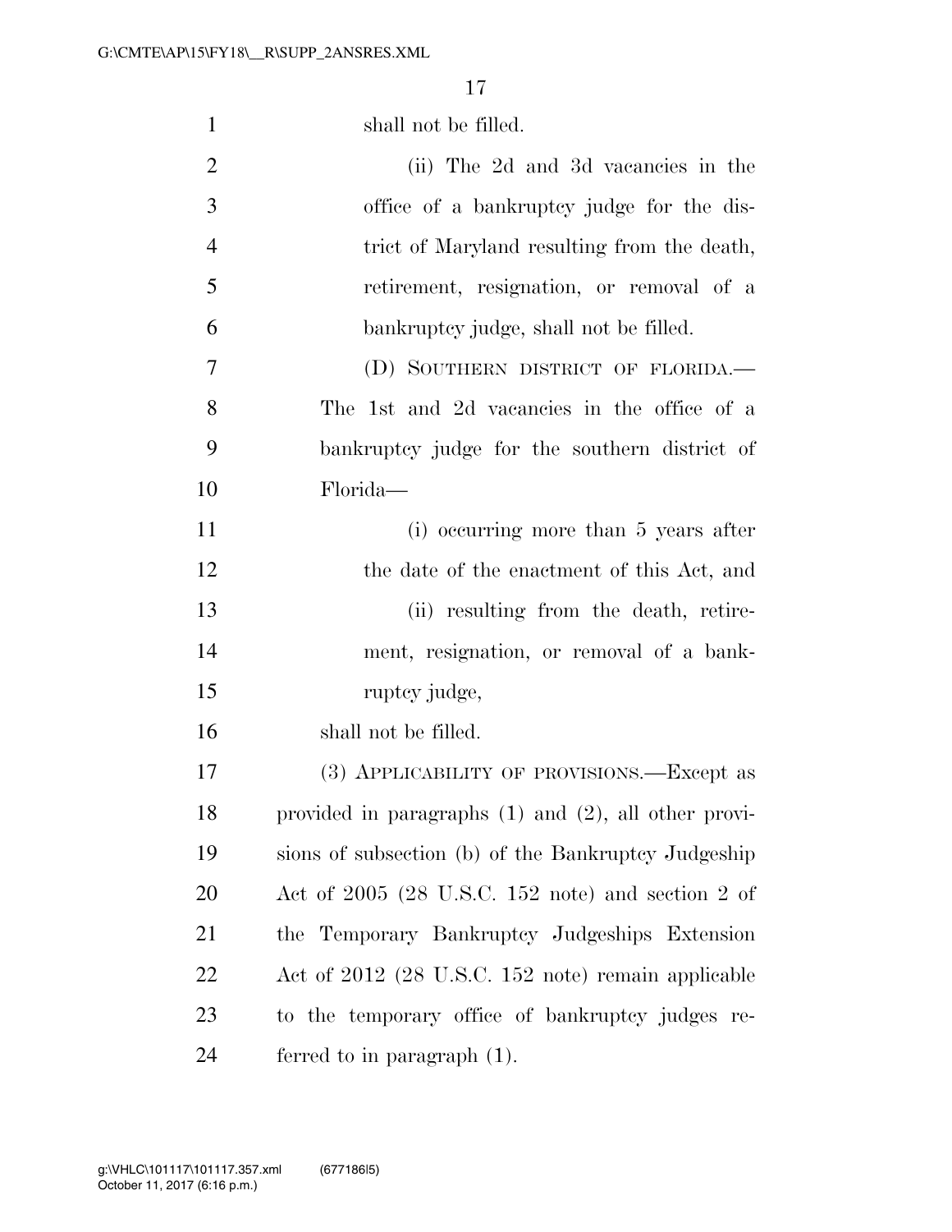shall not be filled.

(ii) The 2d and 3d vacancies in the office of a bankruptcy judge for the district of Maryland resulting from the death, retirement, resignation, or removal of a bankruptcy judge, shall not be filled.

(D) SOUTHERN DISTRICT OF FLORIDA.—The 1st and 2d vacancies in the office of a bankruptcy judge for the southern district of Florida—

(i) occurring more than 5 years after the date of the enactment of this Act, and

(ii) resulting from the death, retirement, resignation, or removal of a bankruptcy judge,

shall not be filled.

(3) APPLICABILITY OF PROVISIONS.—Except as provided in paragraphs (1) and (2), all other provisions of subsection (b) of the Bankruptcy Judgeship Act of 2005 (28 U.S.C. 152 note) and section 2 of the Temporary Bankruptcy Judgeships Extension Act of 2012 (28 U.S.C. 152 note) remain applicable to the temporary office of bankruptcy judges referred to in paragraph (1).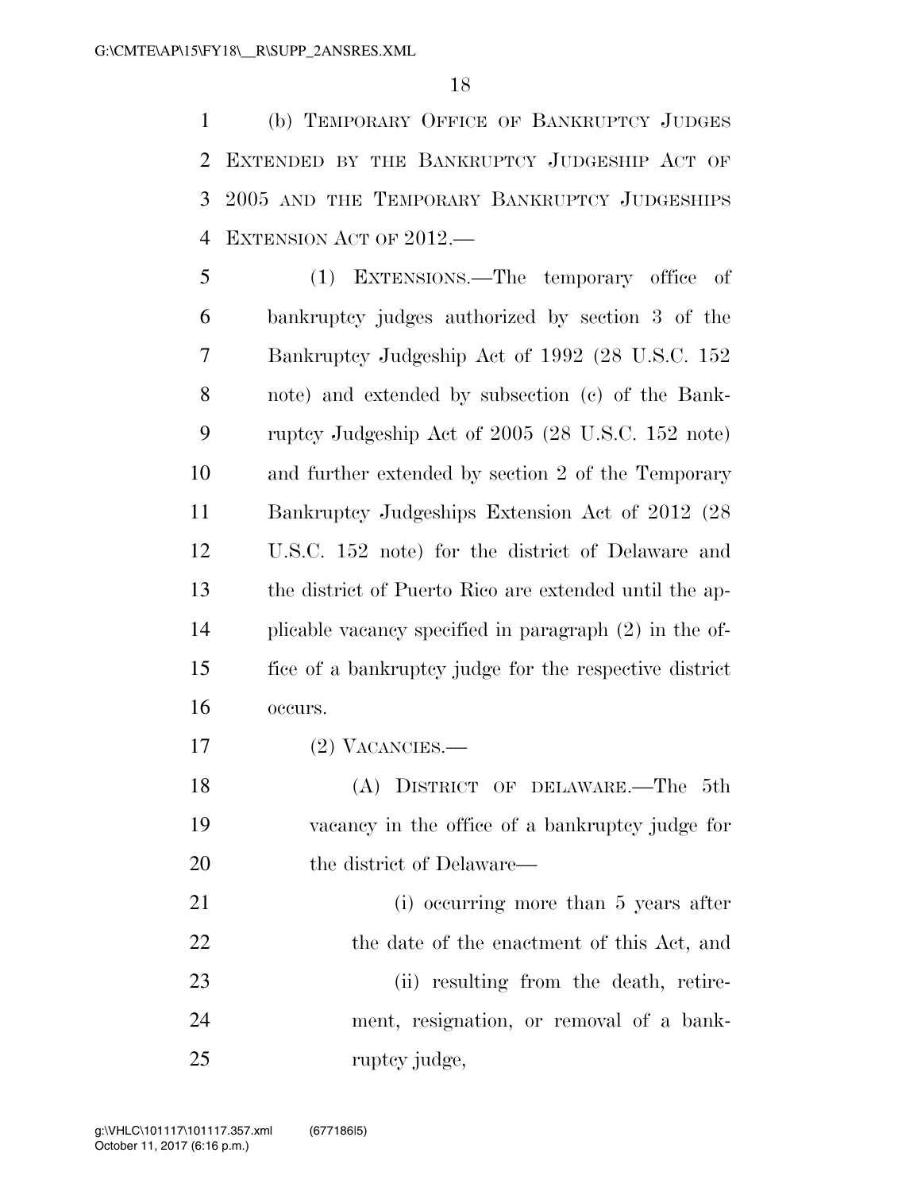(b) TEMPORARY OFFICE OF BANKRUPTCY JUDGES EXTENDED BY THE BANKRUPTCY JUDGESHIP ACT OF 2005 AND THE TEMPORARY BANKRUPTCY JUDGESHIPS EXTENSION ACT OF 2012.—

(1) EXTENSIONS.—The temporary office of bankruptcy judges authorized by section 3 of the Bankruptcy Judgeship Act of 1992 (28 U.S.C. 152 note) and extended by subsection (c) of the Bankruptcy Judgeship Act of 2005 (28 U.S.C. 152 note) and further extended by section 2 of the Temporary Bankruptcy Judgeships Extension Act of 2012 (28 U.S.C. 152 note) for the district of Delaware and the district of Puerto Rico are extended until the applicable vacancy specified in paragraph (2) in the office of a bankruptcy judge for the respective district occurs.

(2) VACANCIES.—

(A) DISTRICT OF DELAWARE.—The 5th vacancy in the office of a bankruptcy judge for the district of Delaware—

(i) occurring more than 5 years after the date of the enactment of this Act, and

(ii) resulting from the death, retirement, resignation, or removal of a bankruptcy judge,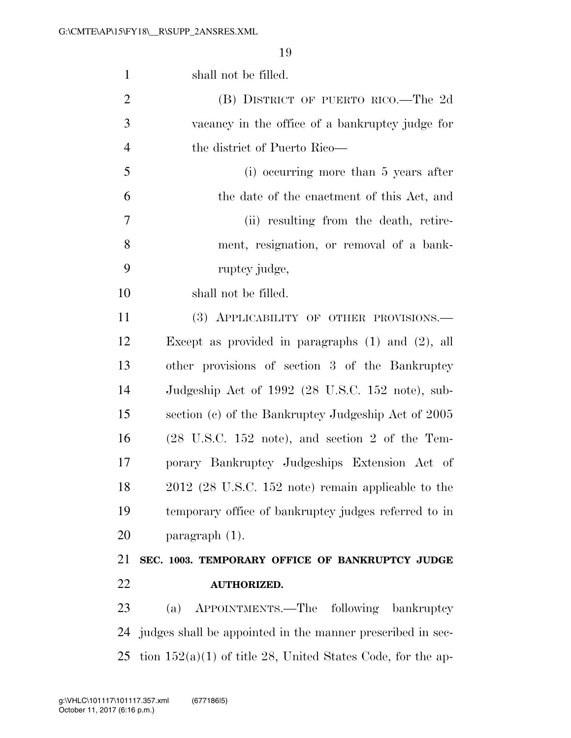shall not be filled.

(B) District of Puerto Rico.—The 2d vacancy in the office of a bankruptcy judge for the district of Puerto Rico—

(i) occurring more than 5 years after the date of the enactment of this Act, and

(ii) resulting from the death, retirement, resignation, or removal of a bankruptcy judge,

shall not be filled.

(3) Applicability of other provisions.—Except as provided in paragraphs (1) and (2), all other provisions of section 3 of the Bankruptcy Judgeship Act of 1992 (28 U.S.C. 152 note), subsection (c) of the Bankruptcy Judgeship Act of 2005 (28 U.S.C. 152 note), and section 2 of the Temporary Bankruptcy Judgeships Extension Act of 2012 (28 U.S.C. 152 note) remain applicable to the temporary office of bankruptcy judges referred to in paragraph (1).

**SEC. 1003. TEMPORARY OFFICE OF BANKRUPTCY JUDGE AUTHORIZED.**

(a) Appointments.—The following bankruptcy judges shall be appointed in the manner prescribed in section 152(a)(1) of title 28, United States Code, for the ap-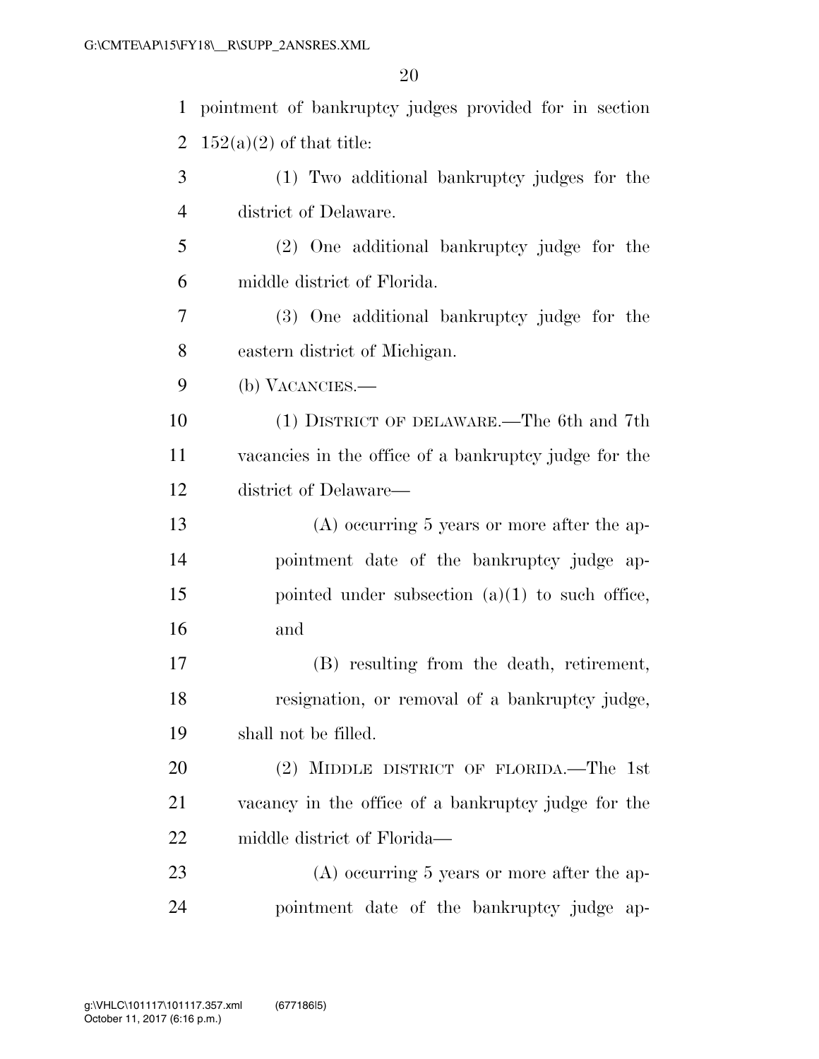pointment of bankruptcy judges provided for in section 152(a)(2) of that title:

(1) Two additional bankruptcy judges for the district of Delaware.

(2) One additional bankruptcy judge for the middle district of Florida.

(3) One additional bankruptcy judge for the eastern district of Michigan.

(b) VACANCIES.—

(1) DISTRICT OF DELAWARE.—The 6th and 7th vacancies in the office of a bankruptcy judge for the district of Delaware—

(A) occurring 5 years or more after the appointment date of the bankruptcy judge appointed under subsection (a)(1) to such office, and

(B) resulting from the death, retirement, resignation, or removal of a bankruptcy judge,

shall not be filled.

(2) MIDDLE DISTRICT OF FLORIDA.—The 1st vacancy in the office of a bankruptcy judge for the middle district of Florida—

(A) occurring 5 years or more after the appointment date of the bankruptcy judge ap-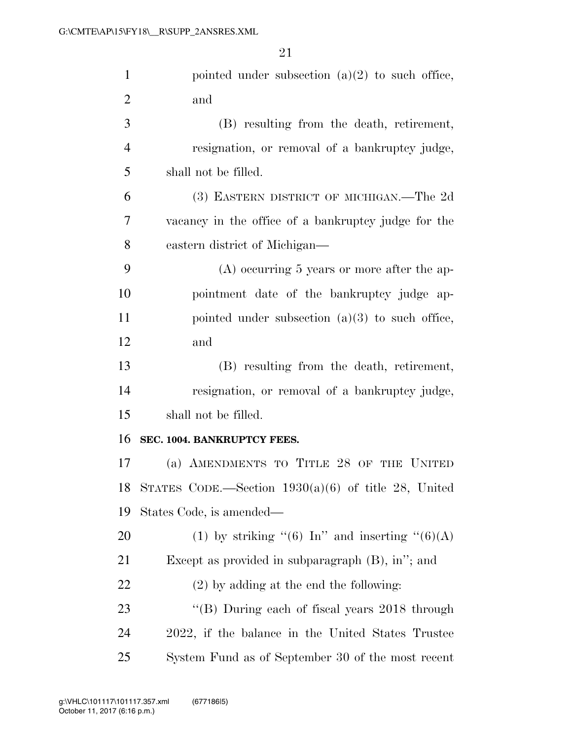pointed under subsection (a)(2) to such office, and

(B) resulting from the death, retirement, resignation, or removal of a bankruptcy judge,

shall not be filled.

(3) EASTERN DISTRICT OF MICHIGAN.—The 2d vacancy in the office of a bankruptcy judge for the eastern district of Michigan—

(A) occurring 5 years or more after the appointment date of the bankruptcy judge appointed under subsection (a)(3) to such office, and

(B) resulting from the death, retirement, resignation, or removal of a bankruptcy judge,

shall not be filled.

**SEC. 1004. BANKRUPTCY FEES.**

(a) AMENDMENTS TO TITLE 28 OF THE UNITED STATES CODE.—Section 1930(a)(6) of title 28, United States Code, is amended—

(1) by striking "(6) In" and inserting "(6)(A) Except as provided in subparagraph (B), in"; and

(2) by adding at the end the following:

"(B) During each of fiscal years 2018 through 2022, if the balance in the United States Trustee System Fund as of September 30 of the most recent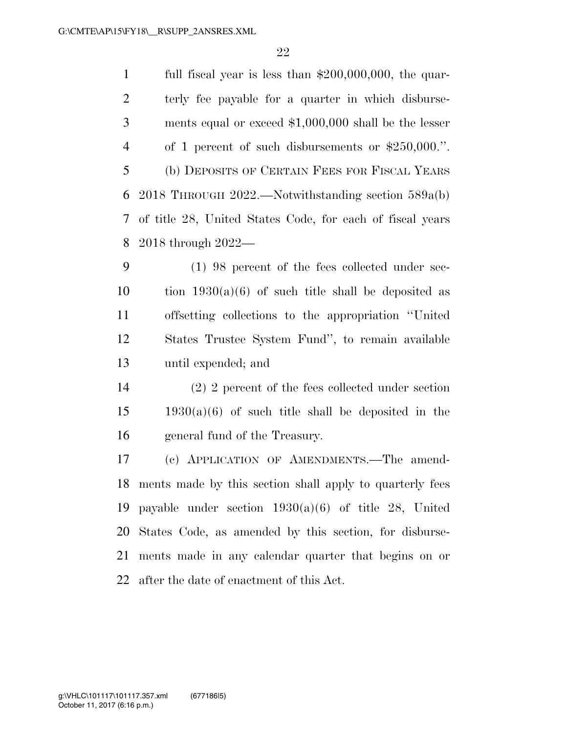full fiscal year is less than $200,000,000, the quarterly fee payable for a quarter in which disbursements equal or exceed $1,000,000 shall be the lesser of 1 percent of such disbursements or $250,000.''.

(b) DEPOSITS OF CERTAIN FEES FOR FISCAL YEARS 2018 THROUGH 2022.—Notwithstanding section 589a(b) of title 28, United States Code, for each of fiscal years 2018 through 2022—

(1) 98 percent of the fees collected under section 1930(a)(6) of such title shall be deposited as offsetting collections to the appropriation ''United States Trustee System Fund'', to remain available until expended; and

(2) 2 percent of the fees collected under section 1930(a)(6) of such title shall be deposited in the general fund of the Treasury.

(c) APPLICATION OF AMENDMENTS.—The amendments made by this section shall apply to quarterly fees payable under section 1930(a)(6) of title 28, United States Code, as amended by this section, for disbursements made in any calendar quarter that begins on or after the date of enactment of this Act.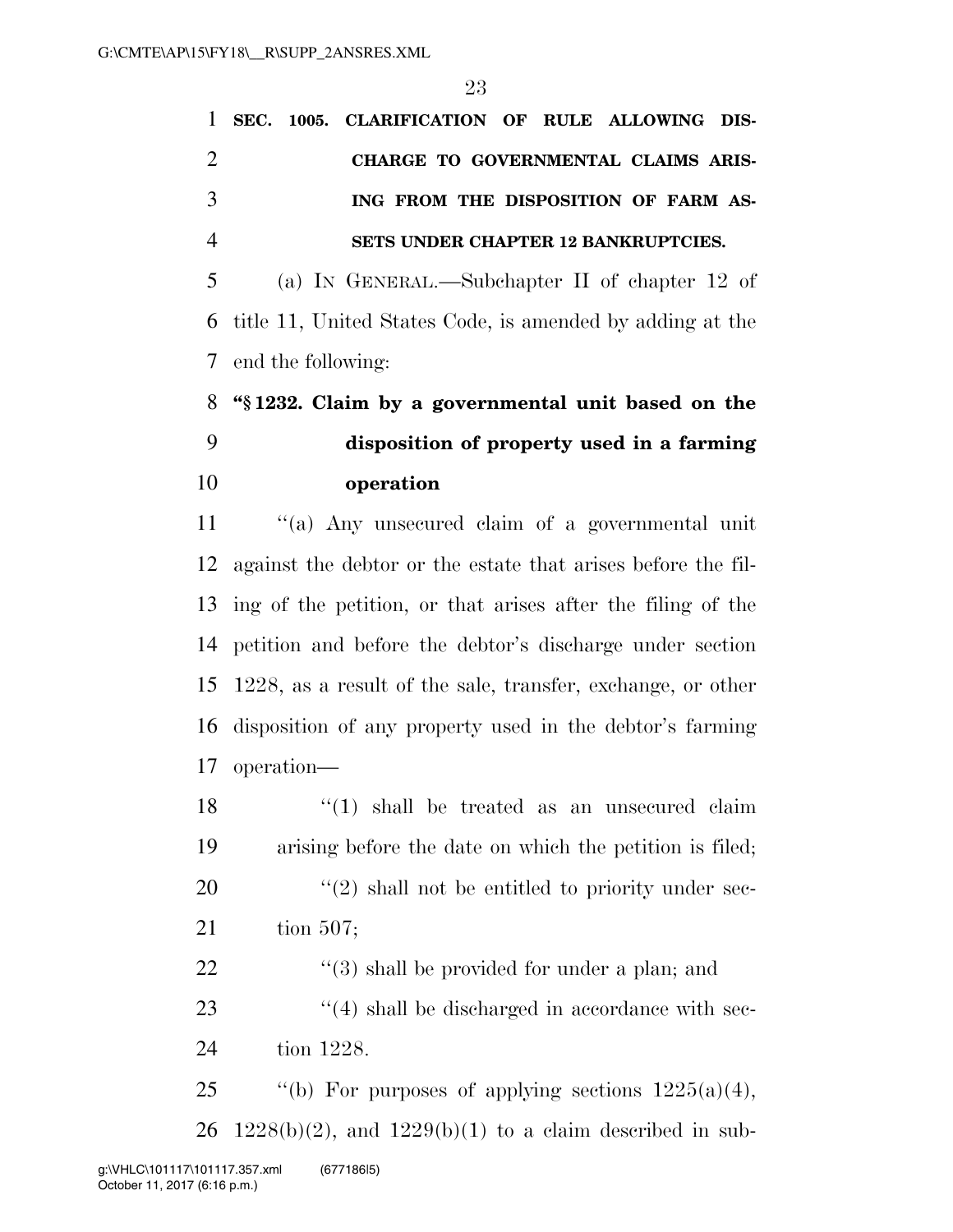**SEC. 1005. CLARIFICATION OF RULE ALLOWING DISCHARGE TO GOVERNMENTAL CLAIMS ARISING FROM THE DISPOSITION OF FARM ASSETS UNDER CHAPTER 12 BANKRUPTCIES.**

(a) IN GENERAL.—Subchapter II of chapter 12 of title 11, United States Code, is amended by adding at the end the following:

**"§ 1232. Claim by a governmental unit based on the disposition of property used in a farming operation**

"(a) Any unsecured claim of a governmental unit against the debtor or the estate that arises before the filing of the petition, or that arises after the filing of the petition and before the debtor's discharge under section 1228, as a result of the sale, transfer, exchange, or other disposition of any property used in the debtor's farming operation—

"(1) shall be treated as an unsecured claim arising before the date on which the petition is filed;

"(2) shall not be entitled to priority under section 507;

"(3) shall be provided for under a plan; and

"(4) shall be discharged in accordance with section 1228.

"(b) For purposes of applying sections 1225(a)(4), 1228(b)(2), and 1229(b)(1) to a claim described in sub-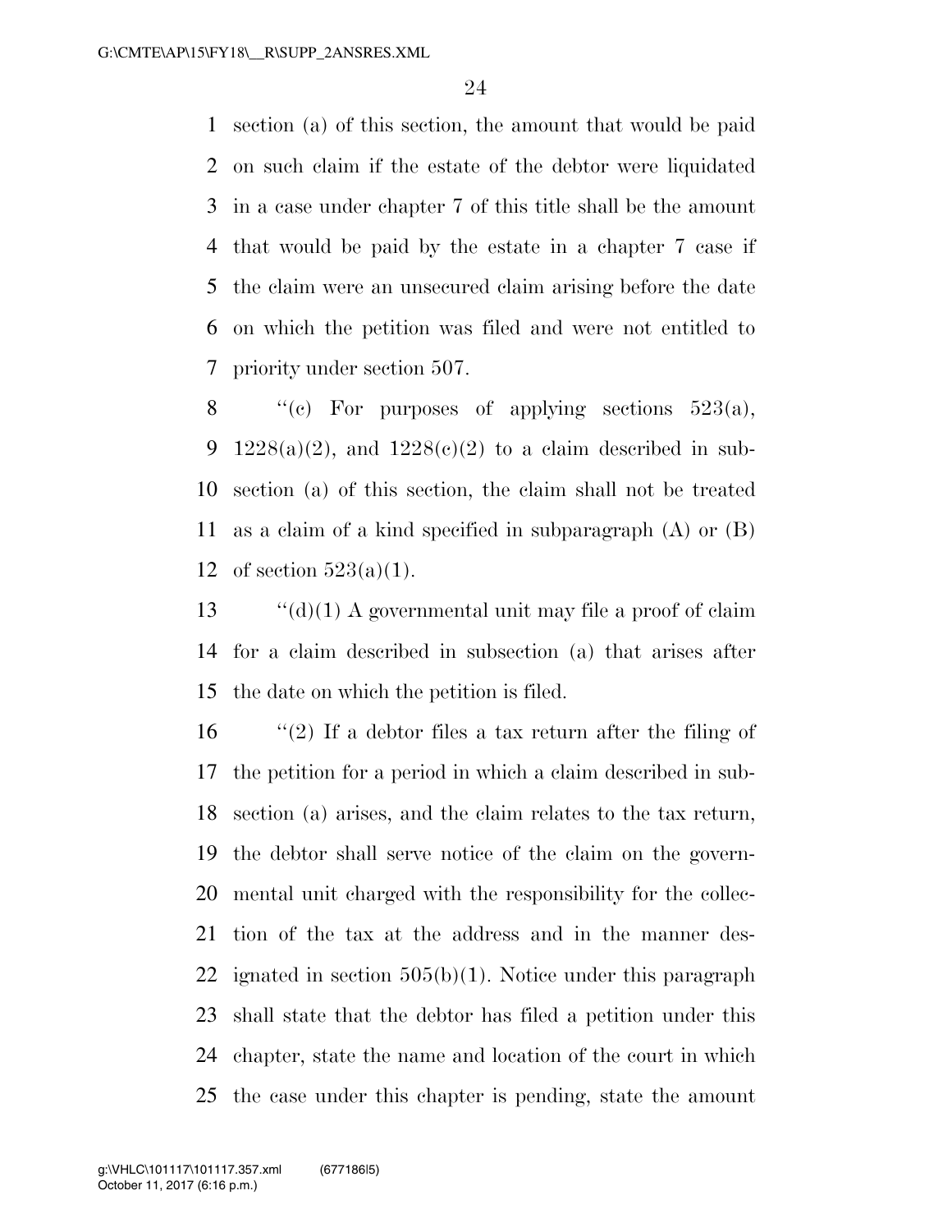section (a) of this section, the amount that would be paid on such claim if the estate of the debtor were liquidated in a case under chapter 7 of this title shall be the amount that would be paid by the estate in a chapter 7 case if the claim were an unsecured claim arising before the date on which the petition was filed and were not entitled to priority under section 507.

"(c) For purposes of applying sections 523(a), 1228(a)(2), and 1228(c)(2) to a claim described in subsection (a) of this section, the claim shall not be treated as a claim of a kind specified in subparagraph (A) or (B) of section 523(a)(1).

"(d)(1) A governmental unit may file a proof of claim for a claim described in subsection (a) that arises after the date on which the petition is filed.

"(2) If a debtor files a tax return after the filing of the petition for a period in which a claim described in subsection (a) arises, and the claim relates to the tax return, the debtor shall serve notice of the claim on the governmental unit charged with the responsibility for the collection of the tax at the address and in the manner designated in section 505(b)(1). Notice under this paragraph shall state that the debtor has filed a petition under this chapter, state the name and location of the court in which the case under this chapter is pending, state the amount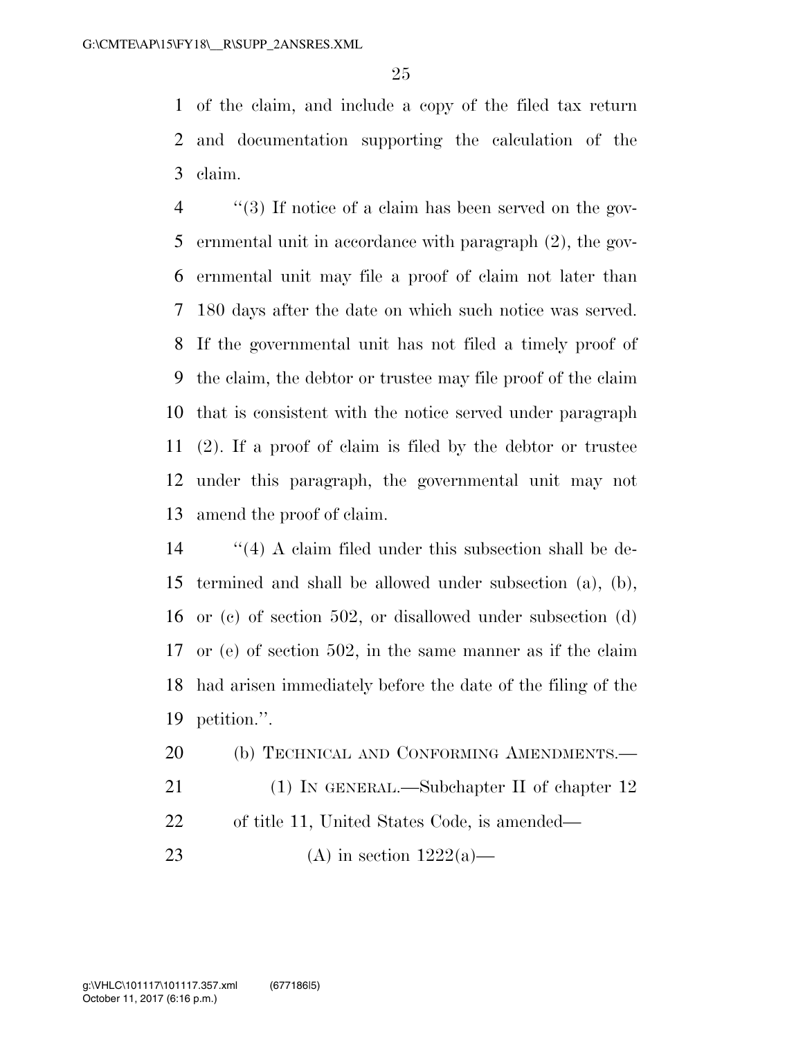of the claim, and include a copy of the filed tax return and documentation supporting the calculation of the claim.

"(3) If notice of a claim has been served on the governmental unit in accordance with paragraph (2), the governmental unit may file a proof of claim not later than 180 days after the date on which such notice was served. If the governmental unit has not filed a timely proof of the claim, the debtor or trustee may file proof of the claim that is consistent with the notice served under paragraph (2). If a proof of claim is filed by the debtor or trustee under this paragraph, the governmental unit may not amend the proof of claim.

"(4) A claim filed under this subsection shall be determined and shall be allowed under subsection (a), (b), or (c) of section 502, or disallowed under subsection (d) or (e) of section 502, in the same manner as if the claim had arisen immediately before the date of the filing of the petition.".

(b) TECHNICAL AND CONFORMING AMENDMENTS.—

(1) IN GENERAL.—Subchapter II of chapter 12 of title 11, United States Code, is amended—

(A) in section 1222(a)—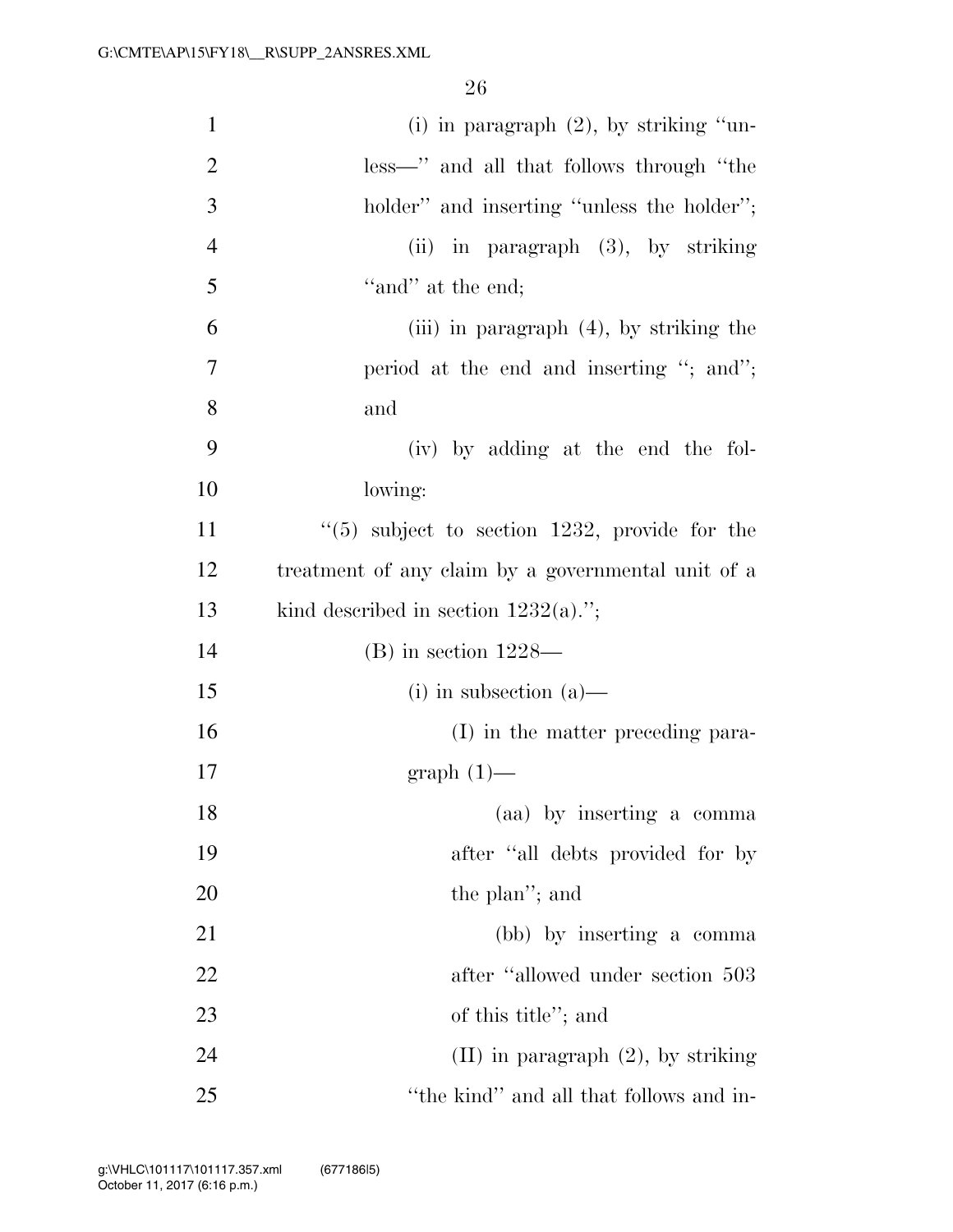(i) in paragraph (2), by striking "unless—" and all that follows through "the holder" and inserting "unless the holder";

(ii) in paragraph (3), by striking "and" at the end;

(iii) in paragraph (4), by striking the period at the end and inserting "; and"; and

(iv) by adding at the end the following:

"(5) subject to section 1232, provide for the treatment of any claim by a governmental unit of a kind described in section 1232(a).";

(B) in section 1228—

(i) in subsection (a)—

(I) in the matter preceding paragraph (1)—

(aa) by inserting a comma after "all debts provided for by the plan"; and

(bb) by inserting a comma after "allowed under section 503 of this title"; and

(II) in paragraph (2), by striking "the kind" and all that follows and in-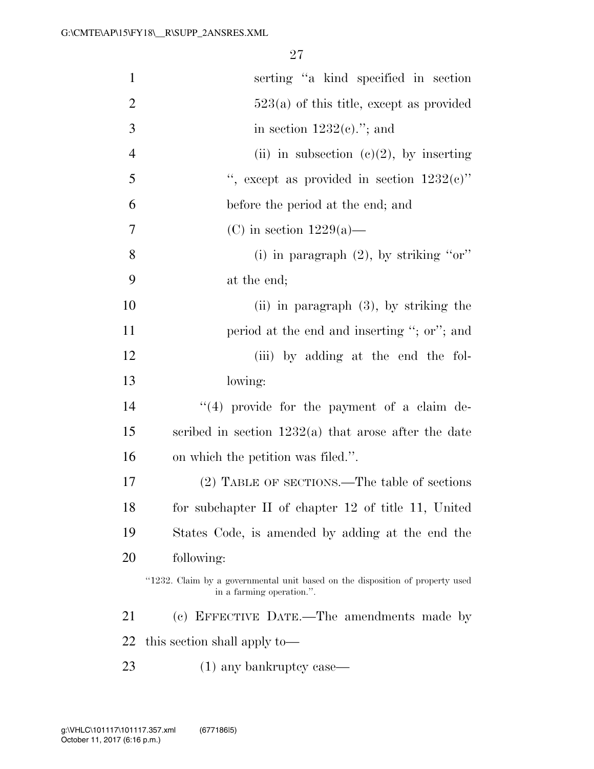serting "a kind specified in section 523(a) of this title, except as provided in section 1232(c)."; and

(ii) in subsection (c)(2), by inserting ", except as provided in section 1232(c)" before the period at the end; and

(C) in section 1229(a)—

(i) in paragraph (2), by striking "or" at the end;

(ii) in paragraph (3), by striking the period at the end and inserting "; or"; and

(iii) by adding at the end the following:

"(4) provide for the payment of a claim described in section 1232(a) that arose after the date on which the petition was filed.".

(2) TABLE OF SECTIONS.—The table of sections for subchapter II of chapter 12 of title 11, United States Code, is amended by adding at the end the following:

"1232. Claim by a governmental unit based on the disposition of property used in a farming operation.".

(c) EFFECTIVE DATE.—The amendments made by this section shall apply to—

(1) any bankruptcy case—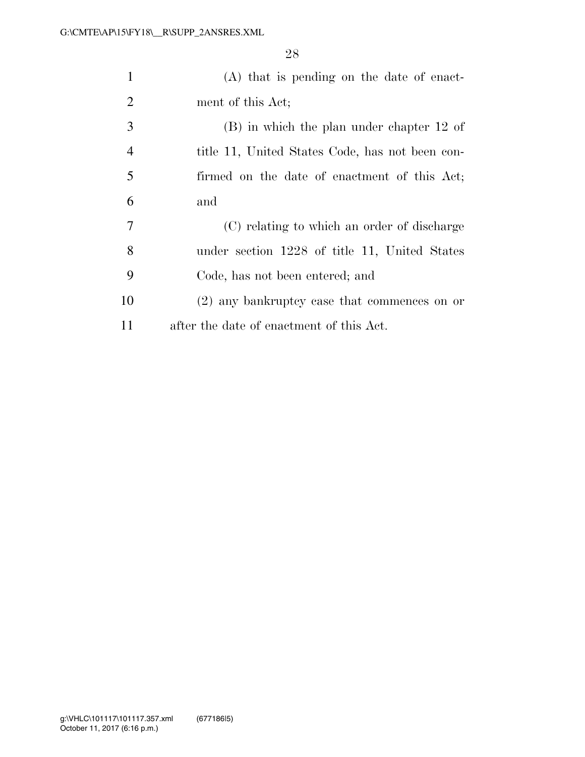(A) that is pending on the date of enactment of this Act;

(B) in which the plan under chapter 12 of title 11, United States Code, has not been confirmed on the date of enactment of this Act; and

(C) relating to which an order of discharge under section 1228 of title 11, United States Code, has not been entered; and

(2) any bankruptcy case that commences on or after the date of enactment of this Act.